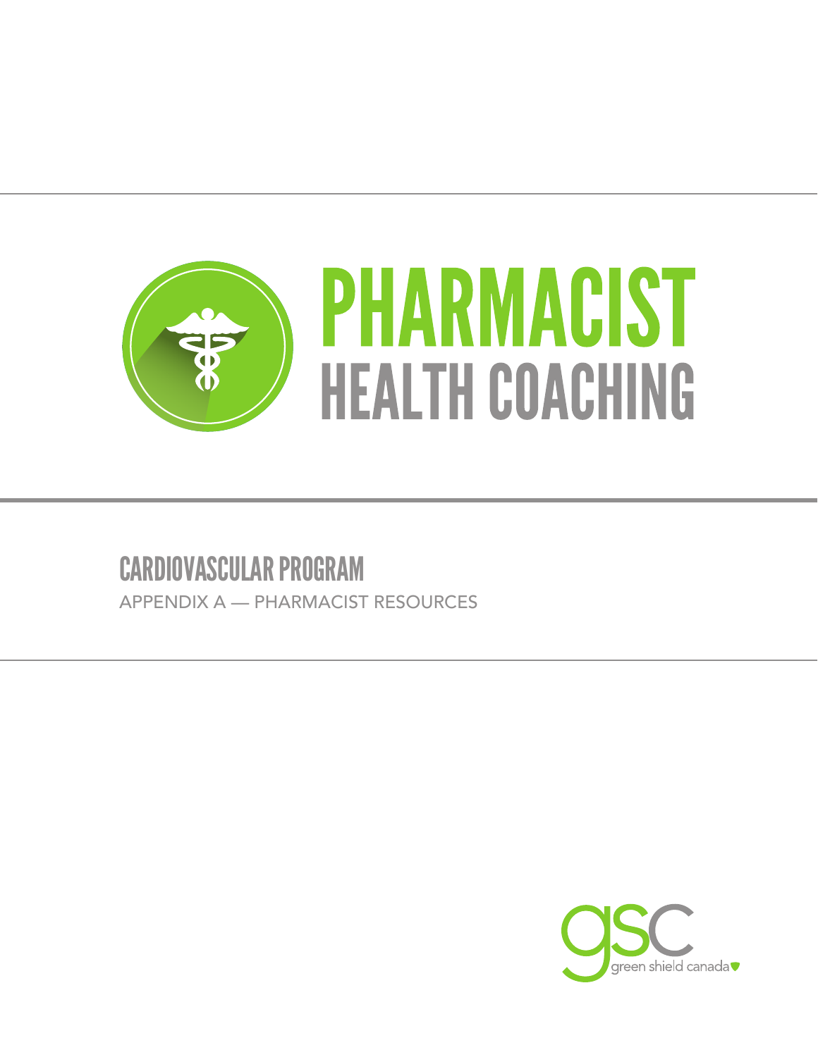# PHARMACIST HEALTH COACHING

## CARDIOVASCULAR PROGRAM

APPENDIX A — PHARMACIST RESOURCES

green shield canada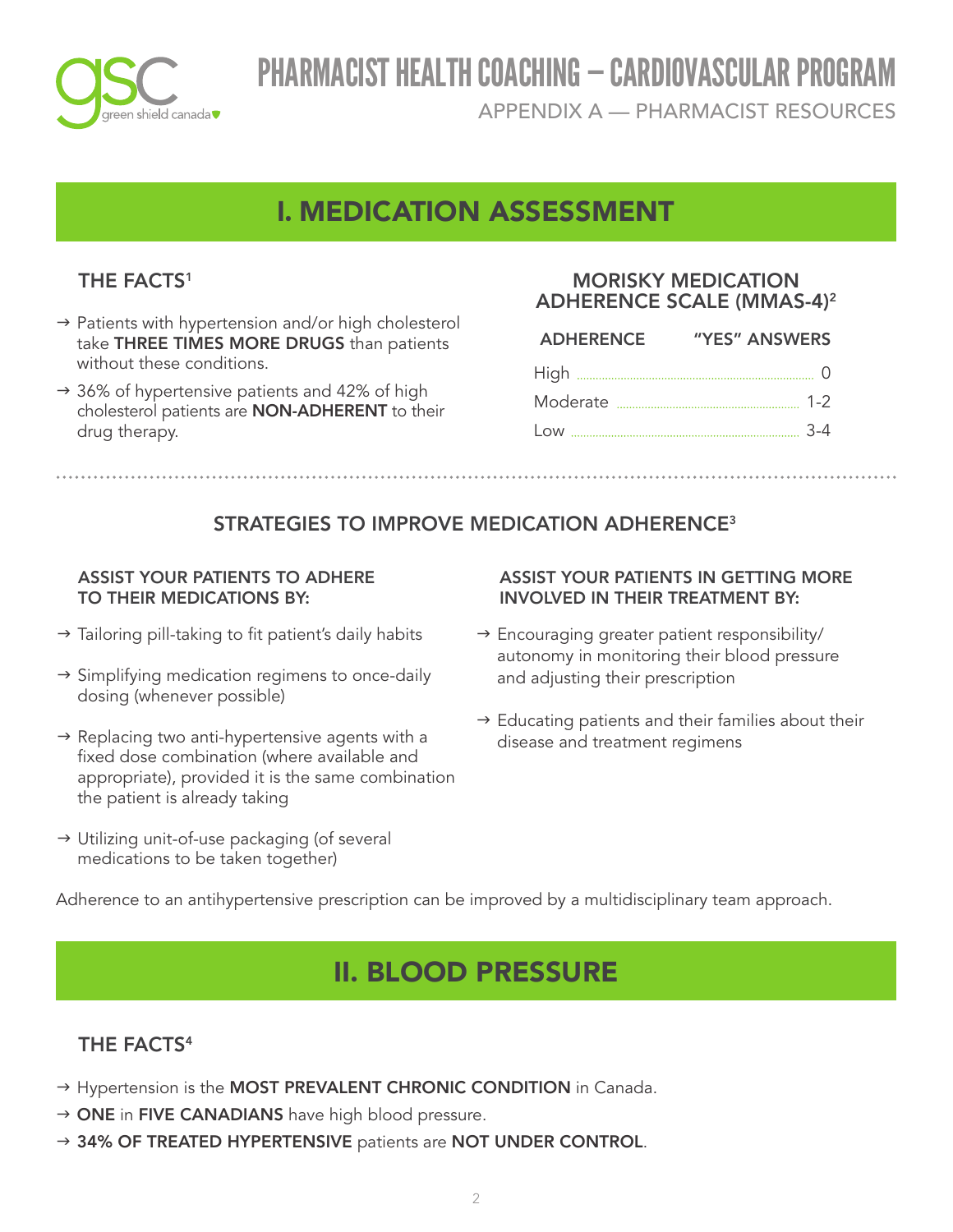# PHARMACIST HEALTH COACHING – CARDIOVASCULAR PROGRAM

APPENDIX A — PHARMACIST RESOURCES

## I. MEDICATION ASSESSMENT

### THE FACTS[1]

- Patients with hypertension and/or high cholesterol take **THREE TIMES MORE DRUGS** than patients without these conditions.
- 36% of hypertensive patients and 42% of high cholesterol patients are **NON-ADHERENT** to their drug therapy.

### MORISKY MEDICATION ADHERENCE SCALE (MMAS-4)[2]

| ADHERENCE | "YES" ANSWERS |
|---|---|
| High | 0 |
| Moderate | 1-2 |
| Low | 3-4 |

### STRATEGIES TO IMPROVE MEDICATION ADHERENCE[3]

**ASSIST YOUR PATIENTS TO ADHERE TO THEIR MEDICATIONS BY:**

- Tailoring pill-taking to fit patient's daily habits
- Simplifying medication regimens to once-daily dosing (whenever possible)
- Replacing two anti-hypertensive agents with a fixed dose combination (where available and appropriate), provided it is the same combination the patient is already taking
- Utilizing unit-of-use packaging (of several medications to be taken together)

**ASSIST YOUR PATIENTS IN GETTING MORE INVOLVED IN THEIR TREATMENT BY:**

- Encouraging greater patient responsibility/ autonomy in monitoring their blood pressure and adjusting their prescription
- Educating patients and their families about their disease and treatment regimens

Adherence to an antihypertensive prescription can be improved by a multidisciplinary team approach.

## II. BLOOD PRESSURE

### THE FACTS[4]

- Hypertension is the **MOST PREVALENT CHRONIC CONDITION** in Canada.
- **ONE** in **FIVE CANADIANS** have high blood pressure.
- **34% OF TREATED HYPERTENSIVE** patients are **NOT UNDER CONTROL**.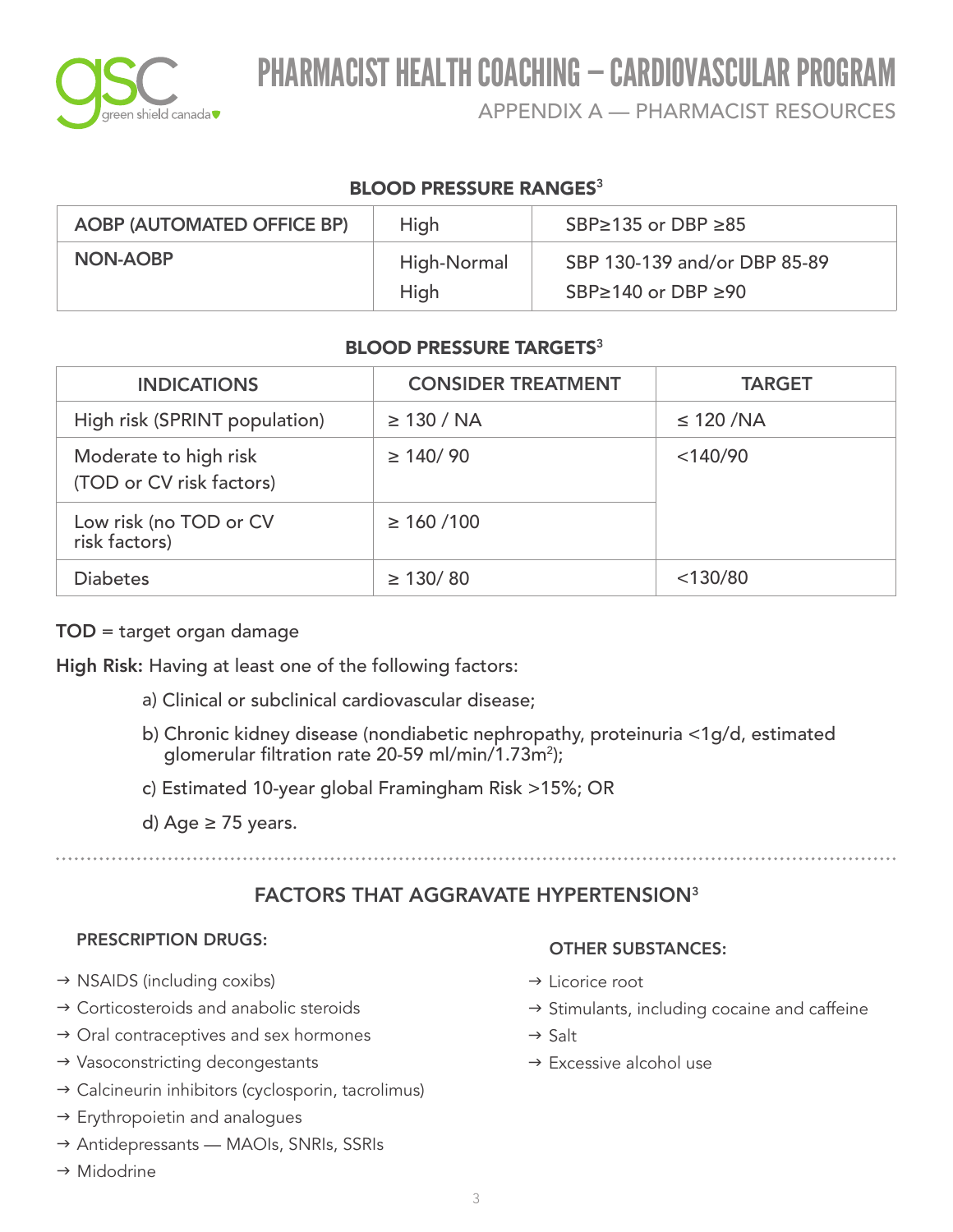# PHARMACIST HEALTH COACHING – CARDIOVASCULAR PROGRAM

## APPENDIX A — PHARMACIST RESOURCES

### BLOOD PRESSURE RANGES[3]

| | | |
|---|---|---|
| **AOBP (AUTOMATED OFFICE BP)** | High | SBP≥135 or DBP ≥85 |
| **NON-AOBP** | High-Normal | SBP 130-139 and/or DBP 85-89 |
| | High | SBP≥140 or DBP ≥90 |

### BLOOD PRESSURE TARGETS[3]

| INDICATIONS | CONSIDER TREATMENT | TARGET |
|---|---|---|
| High risk (SPRINT population) | ≥ 130 / NA | ≤ 120 /NA |
| Moderate to high risk (TOD or CV risk factors) | ≥ 140/ 90 | <140/90 |
| Low risk (no TOD or CV risk factors) | ≥ 160 /100 | |
| Diabetes | ≥ 130/ 80 | <130/80 |

**TOD** = target organ damage

**High Risk:** Having at least one of the following factors:

a) Clinical or subclinical cardiovascular disease;

b) Chronic kidney disease (nondiabetic nephropathy, proteinuria <1g/d, estimated glomerular filtration rate 20-59 ml/min/1.73m$^2$);

c) Estimated 10-year global Framingham Risk >15%; OR

d) Age ≥ 75 years.

### FACTORS THAT AGGRAVATE HYPERTENSION[3]

**PRESCRIPTION DRUGS:**

→ NSAIDS (including coxibs)

→ Corticosteroids and anabolic steroids

→ Oral contraceptives and sex hormones

→ Vasoconstricting decongestants

→ Calcineurin inhibitors (cyclosporin, tacrolimus)

→ Erythropoietin and analogues

→ Antidepressants — MAOIs, SNRIs, SSRIs

→ Midodrine

**OTHER SUBSTANCES:**

→ Licorice root

→ Stimulants, including cocaine and caffeine

→ Salt

→ Excessive alcohol use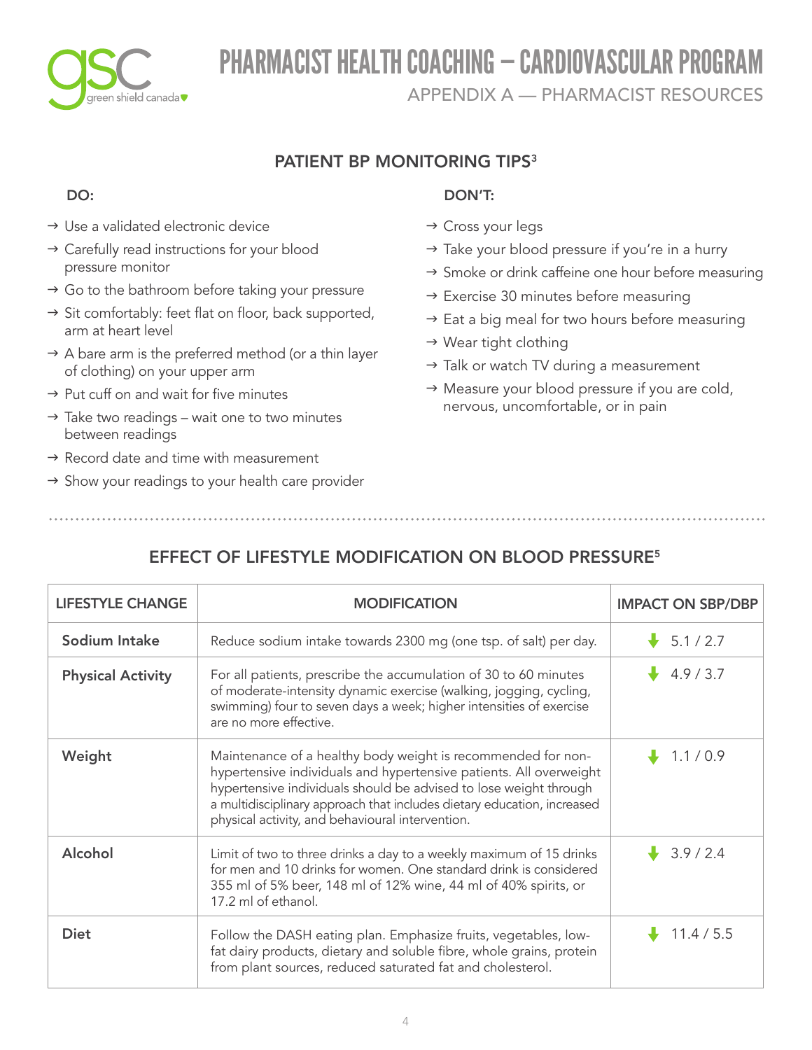# PHARMACIST HEALTH COACHING – CARDIOVASCULAR PROGRAM

## APPENDIX A — PHARMACIST RESOURCES

### PATIENT BP MONITORING TIPS[3]

**DO:**

- → Use a validated electronic device
- → Carefully read instructions for your blood pressure monitor
- → Go to the bathroom before taking your pressure
- → Sit comfortably: feet flat on floor, back supported, arm at heart level
- → A bare arm is the preferred method (or a thin layer of clothing) on your upper arm
- → Put cuff on and wait for five minutes
- → Take two readings – wait one to two minutes between readings
- → Record date and time with measurement
- → Show your readings to your health care provider

**DON'T:**

- → Cross your legs
- → Take your blood pressure if you're in a hurry
- → Smoke or drink caffeine one hour before measuring
- → Exercise 30 minutes before measuring
- → Eat a big meal for two hours before measuring
- → Wear tight clothing
- → Talk or watch TV during a measurement
- → Measure your blood pressure if you are cold, nervous, uncomfortable, or in pain

### EFFECT OF LIFESTYLE MODIFICATION ON BLOOD PRESSURE[5]

| LIFESTYLE CHANGE | MODIFICATION | IMPACT ON SBP/DBP |
|---|---|---|
| **Sodium Intake** | Reduce sodium intake towards 2300 mg (one tsp. of salt) per day. | ↓ 5.1 / 2.7 |
| **Physical Activity** | For all patients, prescribe the accumulation of 30 to 60 minutes of moderate-intensity dynamic exercise (walking, jogging, cycling, swimming) four to seven days a week; higher intensities of exercise are no more effective. | ↓ 4.9 / 3.7 |
| **Weight** | Maintenance of a healthy body weight is recommended for non-hypertensive individuals and hypertensive patients. All overweight hypertensive individuals should be advised to lose weight through a multidisciplinary approach that includes dietary education, increased physical activity, and behavioural intervention. | ↓ 1.1 / 0.9 |
| **Alcohol** | Limit of two to three drinks a day to a weekly maximum of 15 drinks for men and 10 drinks for women. One standard drink is considered 355 ml of 5% beer, 148 ml of 12% wine, 44 ml of 40% spirits, or 17.2 ml of ethanol. | ↓ 3.9 / 2.4 |
| **Diet** | Follow the DASH eating plan. Emphasize fruits, vegetables, low-fat dairy products, dietary and soluble fibre, whole grains, protein from plant sources, reduced saturated fat and cholesterol. | ↓ 11.4 / 5.5 |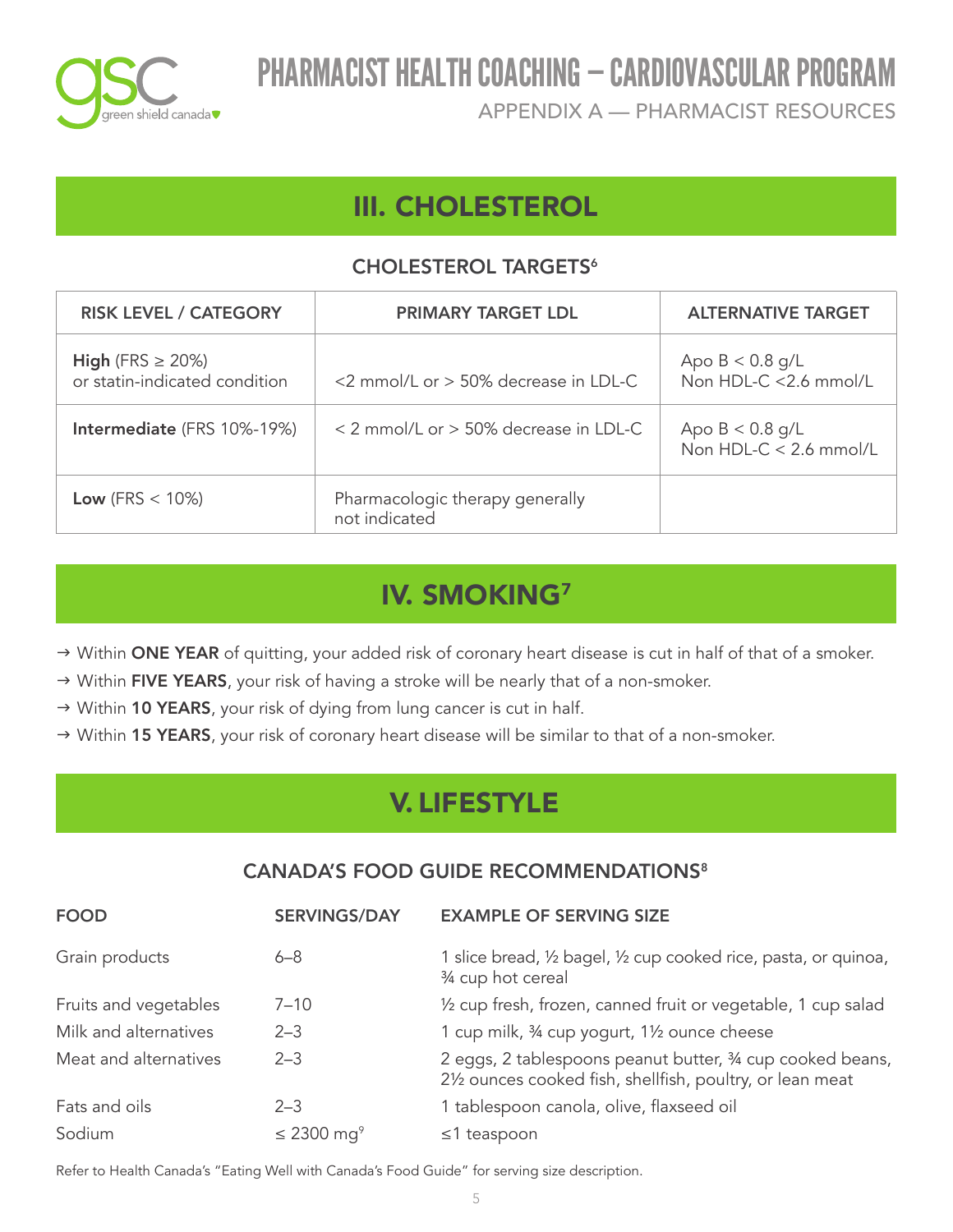## III. CHOLESTEROL

### CHOLESTEROL TARGETS[6]

| RISK LEVEL / CATEGORY | PRIMARY TARGET LDL | ALTERNATIVE TARGET |
|---|---|---|
| **High** (FRS ≥ 20%) or statin-indicated condition | <2 mmol/L or > 50% decrease in LDL-C | Apo B < 0.8 g/L<br>Non HDL-C <2.6 mmol/L |
| **Intermediate** (FRS 10%-19%) | < 2 mmol/L or > 50% decrease in LDL-C | Apo B < 0.8 g/L<br>Non HDL-C < 2.6 mmol/L |
| **Low** (FRS < 10%) | Pharmacologic therapy generally not indicated | |

## IV. SMOKING[7]

→ Within **ONE YEAR** of quitting, your added risk of coronary heart disease is cut in half of that of a smoker.
→ Within **FIVE YEARS**, your risk of having a stroke will be nearly that of a non-smoker.
→ Within **10 YEARS**, your risk of dying from lung cancer is cut in half.
→ Within **15 YEARS**, your risk of coronary heart disease will be similar to that of a non-smoker.

## V. LIFESTYLE

### CANADA'S FOOD GUIDE RECOMMENDATIONS[8]

| FOOD | SERVINGS/DAY | EXAMPLE OF SERVING SIZE |
|---|---|---|
| Grain products | 6–8 | 1 slice bread, ½ bagel, ½ cup cooked rice, pasta, or quinoa, ¾ cup hot cereal |
| Fruits and vegetables | 7–10 | ½ cup fresh, frozen, canned fruit or vegetable, 1 cup salad |
| Milk and alternatives | 2–3 | 1 cup milk, ¾ cup yogurt, 1½ ounce cheese |
| Meat and alternatives | 2–3 | 2 eggs, 2 tablespoons peanut butter, ¾ cup cooked beans, 2½ ounces cooked fish, shellfish, poultry, or lean meat |
| Fats and oils | 2–3 | 1 tablespoon canola, olive, flaxseed oil |
| Sodium | ≤ 2300 mg[9] | ≤1 teaspoon |

Refer to Health Canada's "Eating Well with Canada's Food Guide" for serving size description.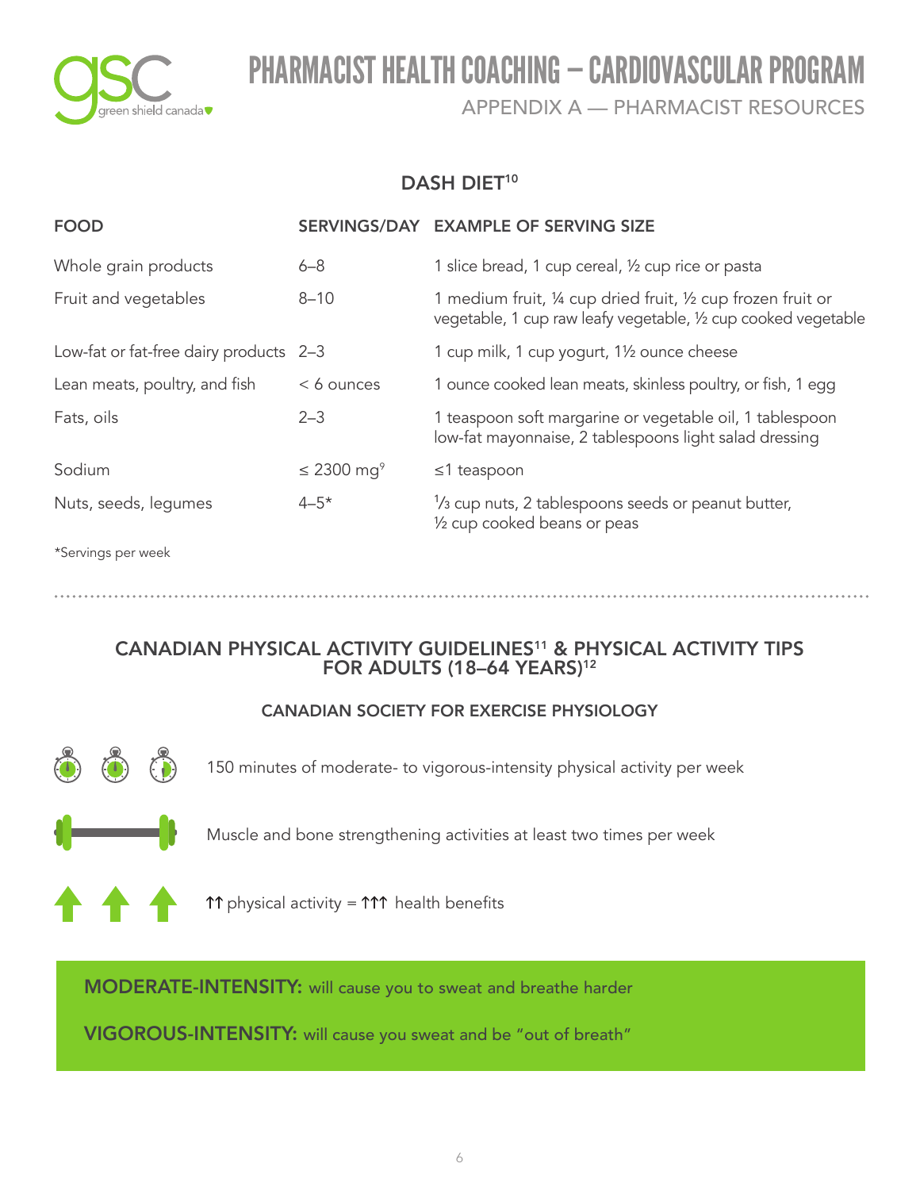## DASH DIET[10]

| FOOD | SERVINGS/DAY | EXAMPLE OF SERVING SIZE |
|---|---|---|
| Whole grain products | 6–8 | 1 slice bread, 1 cup cereal, ½ cup rice or pasta |
| Fruit and vegetables | 8–10 | 1 medium fruit, ¼ cup dried fruit, ½ cup frozen fruit or vegetable, 1 cup raw leafy vegetable, ½ cup cooked vegetable |
| Low-fat or fat-free dairy products | 2–3 | 1 cup milk, 1 cup yogurt, 1½ ounce cheese |
| Lean meats, poultry, and fish | < 6 ounces | 1 ounce cooked lean meats, skinless poultry, or fish, 1 egg |
| Fats, oils | 2–3 | 1 teaspoon soft margarine or vegetable oil, 1 tablespoon low-fat mayonnaise, 2 tablespoons light salad dressing |
| Sodium | ≤ 2300 mg[9] | ≤1 teaspoon |
| Nuts, seeds, legumes | 4–5* | ⅓ cup nuts, 2 tablespoons seeds or peanut butter, ½ cup cooked beans or peas |

*Servings per week

## CANADIAN PHYSICAL ACTIVITY GUIDELINES[11] & PHYSICAL ACTIVITY TIPS FOR ADULTS (18–64 YEARS)[12]

### CANADIAN SOCIETY FOR EXERCISE PHYSIOLOGY

150 minutes of moderate- to vigorous-intensity physical activity per week

Muscle and bone strengthening activities at least two times per week

↑↑ physical activity = ↑↑↑ health benefits

**MODERATE-INTENSITY:** will cause you to sweat and breathe harder

**VIGOROUS-INTENSITY:** will cause you sweat and be “out of breath”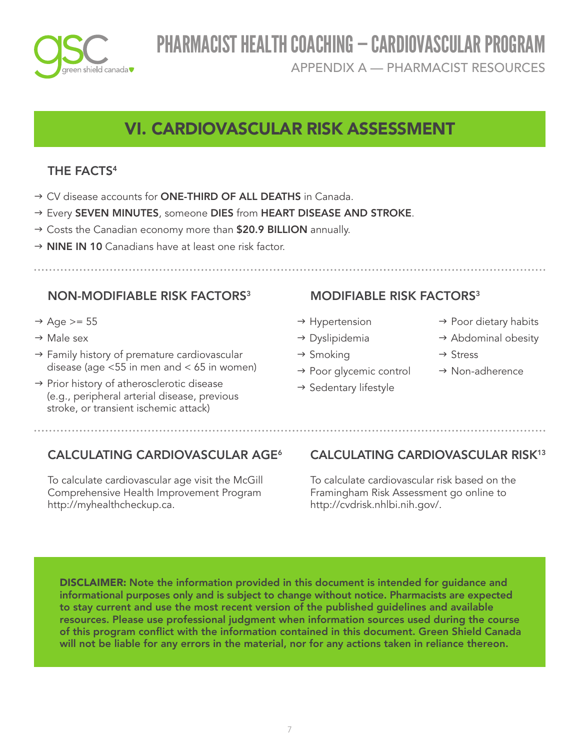# VI. CARDIOVASCULAR RISK ASSESSMENT

### THE FACTS[4]

- → CV disease accounts for **ONE-THIRD OF ALL DEATHS** in Canada.
- → Every **SEVEN MINUTES**, someone **DIES** from **HEART DISEASE AND STROKE**.
- → Costs the Canadian economy more than **$20.9 BILLION** annually.
- → **NINE IN 10** Canadians have at least one risk factor.

### NON-MODIFIABLE RISK FACTORS[3]

- → Age >= 55
- → Male sex
- → Family history of premature cardiovascular disease (age <55 in men and < 65 in women)
- → Prior history of atherosclerotic disease (e.g., peripheral arterial disease, previous stroke, or transient ischemic attack)

### MODIFIABLE RISK FACTORS[3]

- → Hypertension
- → Dyslipidemia
- → Smoking
- → Poor glycemic control
- → Sedentary lifestyle
- → Poor dietary habits
- → Abdominal obesity
- → Stress
- → Non-adherence

### CALCULATING CARDIOVASCULAR AGE[6]

To calculate cardiovascular age visit the McGill Comprehensive Health Improvement Program http://myhealthcheckup.ca.

### CALCULATING CARDIOVASCULAR RISK[13]

To calculate cardiovascular risk based on the Framingham Risk Assessment go online to http://cvdrisk.nhlbi.nih.gov/.

**DISCLAIMER: Note the information provided in this document is intended for guidance and informational purposes only and is subject to change without notice. Pharmacists are expected to stay current and use the most recent version of the published guidelines and available resources. Please use professional judgment when information sources used during the course of this program conflict with the information contained in this document. Green Shield Canada will not be liable for any errors in the material, nor for any actions taken in reliance thereon.**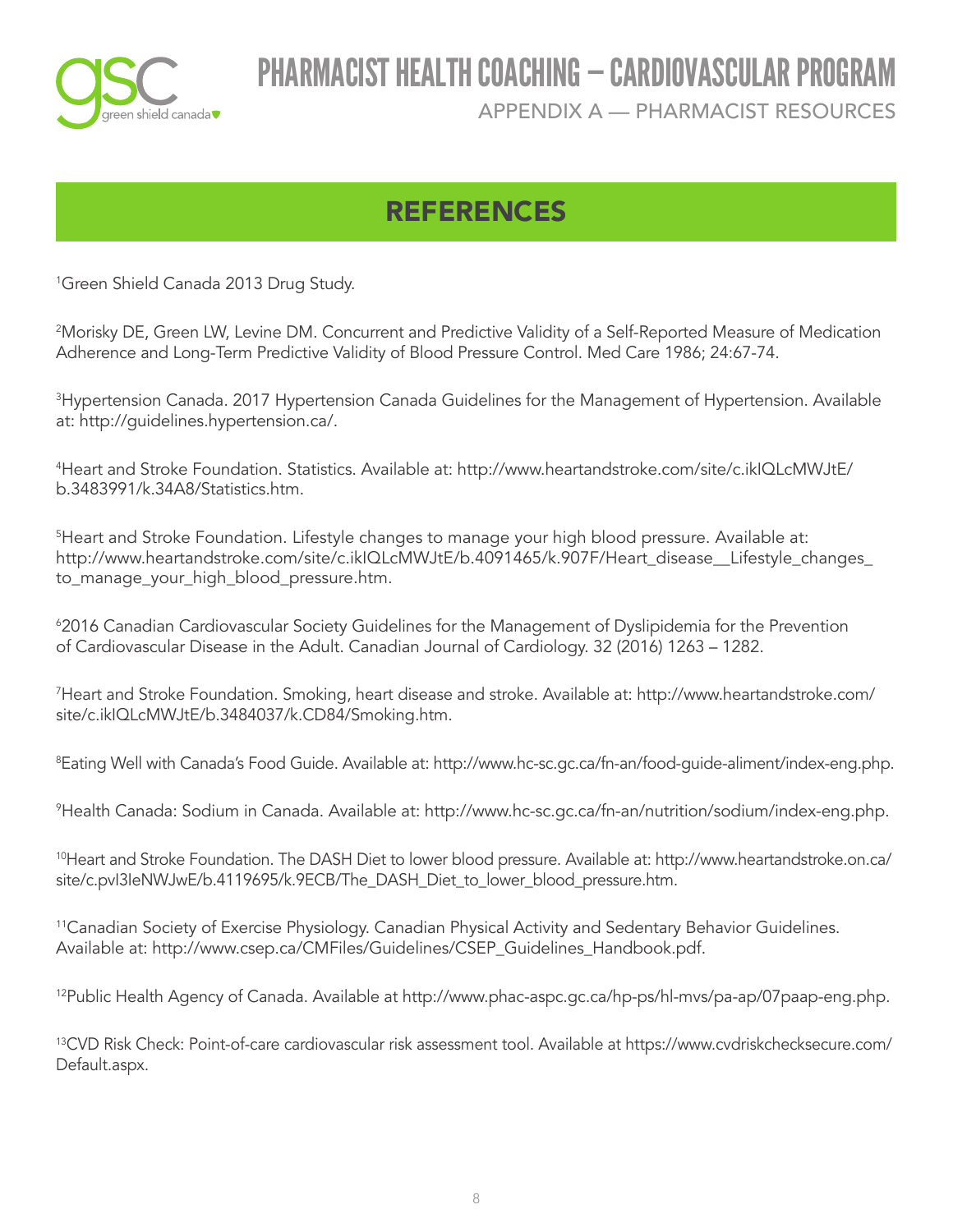## REFERENCES

[1]Green Shield Canada 2013 Drug Study.

[2]Morisky DE, Green LW, Levine DM. Concurrent and Predictive Validity of a Self-Reported Measure of Medication Adherence and Long-Term Predictive Validity of Blood Pressure Control. Med Care 1986; 24:67-74.

[3]Hypertension Canada. 2017 Hypertension Canada Guidelines for the Management of Hypertension. Available at: http://guidelines.hypertension.ca/.

[4]Heart and Stroke Foundation. Statistics. Available at: http://www.heartandstroke.com/site/c.ikIQLcMWJtE/b.3483991/k.34A8/Statistics.htm.

[5]Heart and Stroke Foundation. Lifestyle changes to manage your high blood pressure. Available at: http://www.heartandstroke.com/site/c.ikIQLcMWJtE/b.4091465/k.907F/Heart_disease__Lifestyle_changes_to_manage_your_high_blood_pressure.htm.

[6]2016 Canadian Cardiovascular Society Guidelines for the Management of Dyslipidemia for the Prevention of Cardiovascular Disease in the Adult. Canadian Journal of Cardiology. 32 (2016) 1263 – 1282.

[7]Heart and Stroke Foundation. Smoking, heart disease and stroke. Available at: http://www.heartandstroke.com/site/c.ikIQLcMWJtE/b.3484037/k.CD84/Smoking.htm.

[8]Eating Well with Canada's Food Guide. Available at: http://www.hc-sc.gc.ca/fn-an/food-guide-aliment/index-eng.php.

[9]Health Canada: Sodium in Canada. Available at: http://www.hc-sc.gc.ca/fn-an/nutrition/sodium/index-eng.php.

[10]Heart and Stroke Foundation. The DASH Diet to lower blood pressure. Available at: http://www.heartandstroke.on.ca/site/c.pvI3IeNWJwE/b.4119695/k.9ECB/The_DASH_Diet_to_lower_blood_pressure.htm.

[11]Canadian Society of Exercise Physiology. Canadian Physical Activity and Sedentary Behavior Guidelines. Available at: http://www.csep.ca/CMFiles/Guidelines/CSEP_Guidelines_Handbook.pdf.

[12]Public Health Agency of Canada. Available at http://www.phac-aspc.gc.ca/hp-ps/hl-mvs/pa-ap/07paap-eng.php.

[13]CVD Risk Check: Point-of-care cardiovascular risk assessment tool. Available at https://www.cvdriskchecksecure.com/Default.aspx.